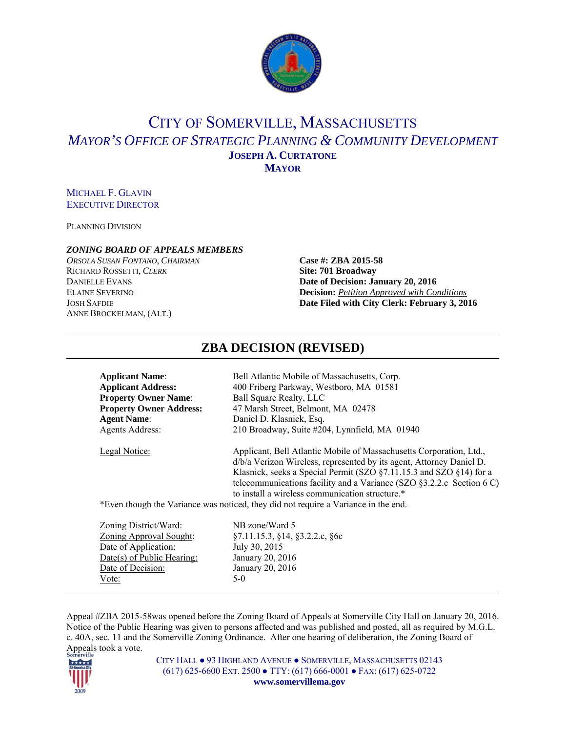# CITY OF SOMERVILLE, MASSACHUSETTS

## *MAYOR'S OFFICE OF STRATEGIC PLANNING & COMMUNITY DEVELOPMENT*

**JOSEPH A. CURTATONE**
**MAYOR**

MICHAEL F. GLAVIN
EXECUTIVE DIRECTOR

PLANNING DIVISION

***ZONING BOARD OF APPEALS MEMBERS***

*ORSOLA SUSAN FONTANO, CHAIRMAN*
RICHARD ROSSETTI, *CLERK*
DANIELLE EVANS
ELAINE SEVERINO
JOSH SAFDIE
ANNE BROCKELMAN, (ALT.)

**Case #: ZBA 2015-58**
**Site: 701 Broadway**
**Date of Decision: January 20, 2016**
**Decision:** *Petition Approved with Conditions*
**Date Filed with City Clerk: February 3, 2016**

# ZBA DECISION (REVISED)

**Applicant Name**: Bell Atlantic Mobile of Massachusetts, Corp.
**Applicant Address:** 400 Friberg Parkway, Westboro, MA 01581
**Property Owner Name**: Ball Square Realty, LLC
**Property Owner Address:** 47 Marsh Street, Belmont, MA 02478
**Agent Name**: Daniel D. Klasnick, Esq.
Agents Address: 210 Broadway, Suite #204, Lynnfield, MA 01940

Legal Notice: Applicant, Bell Atlantic Mobile of Massachusetts Corporation, Ltd., d/b/a Verizon Wireless, represented by its agent, Attorney Daniel D. Klasnick, seeks a Special Permit (SZO §7.11.15.3 and SZO §14) for a telecommunications facility and a Variance (SZO §3.2.2.c Section 6 C) to install a wireless communication structure.*

*Even though the Variance was noticed, they did not require a Variance in the end.

Zoning District/Ward: NB zone/Ward 5
Zoning Approval Sought: §7.11.15.3, §14, §3.2.2.c, §6c
Date of Application: July 30, 2015
Date(s) of Public Hearing: January 20, 2016
Date of Decision: January 20, 2016
Vote: 5-0

Appeal #ZBA 2015-58was opened before the Zoning Board of Appeals at Somerville City Hall on January 20, 2016. Notice of the Public Hearing was given to persons affected and was published and posted, all as required by M.G.L. c. 40A, sec. 11 and the Somerville Zoning Ordinance. After one hearing of deliberation, the Zoning Board of Appeals took a vote.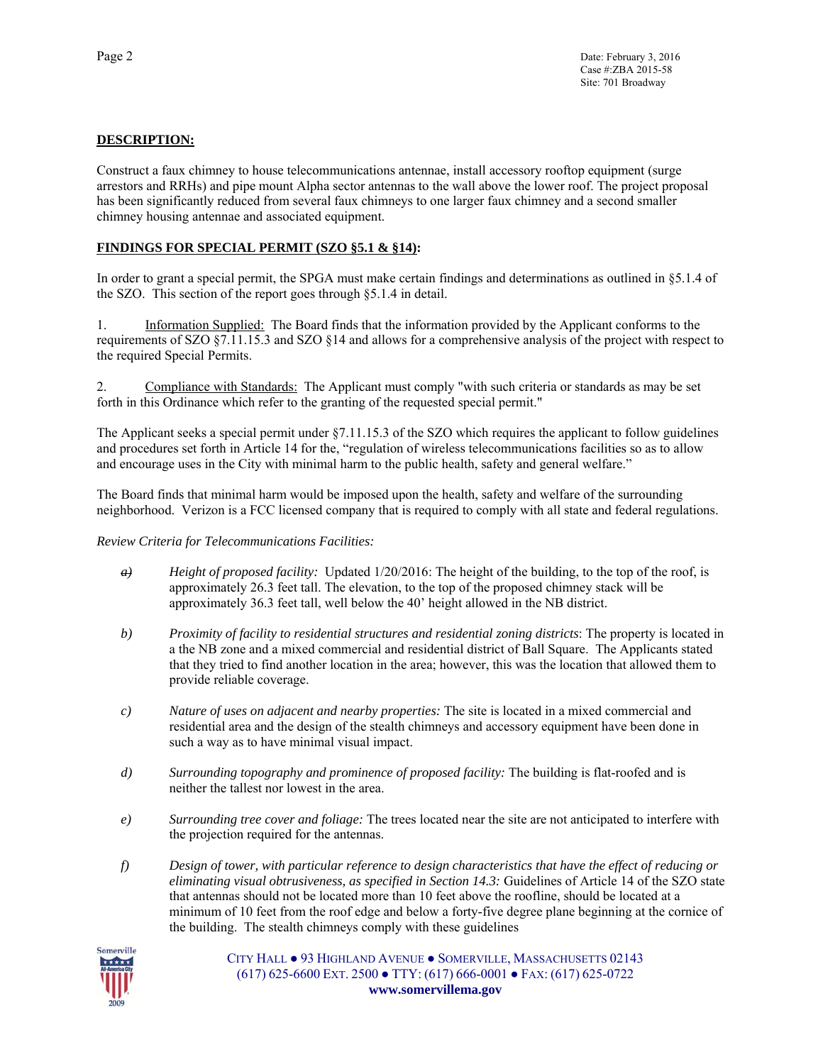**DESCRIPTION:**

Construct a faux chimney to house telecommunications antennae, install accessory rooftop equipment (surge arrestors and RRHs) and pipe mount Alpha sector antennas to the wall above the lower roof. The project proposal has been significantly reduced from several faux chimneys to one larger faux chimney and a second smaller chimney housing antennae and associated equipment.

**FINDINGS FOR SPECIAL PERMIT (SZO §5.1 & §14):**

In order to grant a special permit, the SPGA must make certain findings and determinations as outlined in §5.1.4 of the SZO. This section of the report goes through §5.1.4 in detail.

1. Information Supplied: The Board finds that the information provided by the Applicant conforms to the requirements of SZO §7.11.15.3 and SZO §14 and allows for a comprehensive analysis of the project with respect to the required Special Permits.

2. Compliance with Standards: The Applicant must comply "with such criteria or standards as may be set forth in this Ordinance which refer to the granting of the requested special permit."

The Applicant seeks a special permit under §7.11.15.3 of the SZO which requires the applicant to follow guidelines and procedures set forth in Article 14 for the, "regulation of wireless telecommunications facilities so as to allow and encourage uses in the City with minimal harm to the public health, safety and general welfare."

The Board finds that minimal harm would be imposed upon the health, safety and welfare of the surrounding neighborhood. Verizon is a FCC licensed company that is required to comply with all state and federal regulations.

*Review Criteria for Telecommunications Facilities:*

- *a)* *Height of proposed facility:* Updated 1/20/2016: The height of the building, to the top of the roof, is approximately 26.3 feet tall. The elevation, to the top of the proposed chimney stack will be approximately 36.3 feet tall, well below the 40' height allowed in the NB district.

- *b)* *Proximity of facility to residential structures and residential zoning districts*: The property is located in a the NB zone and a mixed commercial and residential district of Ball Square. The Applicants stated that they tried to find another location in the area; however, this was the location that allowed them to provide reliable coverage.

- *c)* *Nature of uses on adjacent and nearby properties:* The site is located in a mixed commercial and residential area and the design of the stealth chimneys and accessory equipment have been done in such a way as to have minimal visual impact.

- *d)* *Surrounding topography and prominence of proposed facility:* The building is flat-roofed and is neither the tallest nor lowest in the area.

- *e)* *Surrounding tree cover and foliage:* The trees located near the site are not anticipated to interfere with the projection required for the antennas.

- *f)* *Design of tower, with particular reference to design characteristics that have the effect of reducing or eliminating visual obtrusiveness, as specified in Section 14.3:* Guidelines of Article 14 of the SZO state that antennas should not be located more than 10 feet above the roofline, should be located at a minimum of 10 feet from the roof edge and below a forty-five degree plane beginning at the cornice of the building. The stealth chimneys comply with these guidelines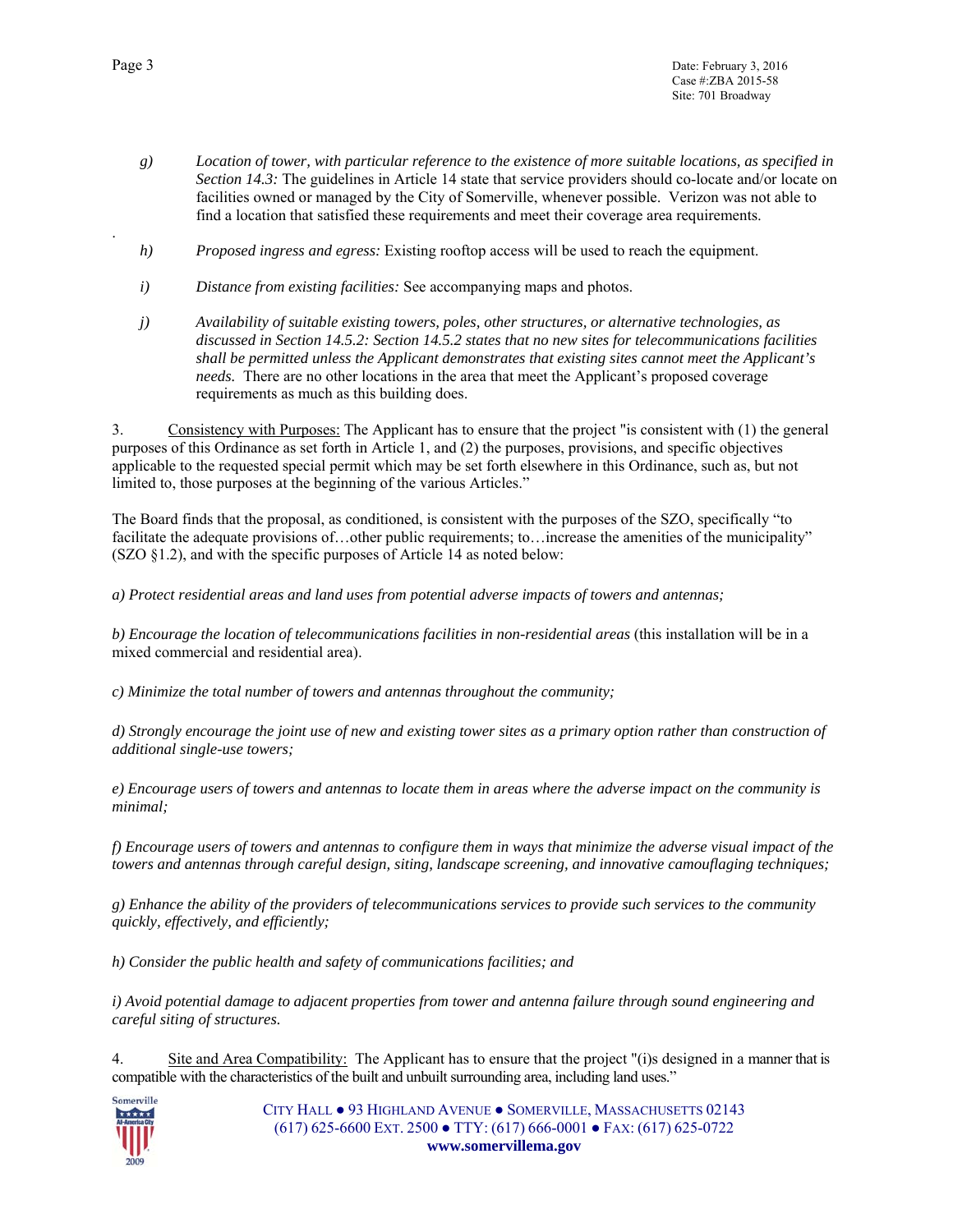g) *Location of tower, with particular reference to the existence of more suitable locations, as specified in Section 14.3:* The guidelines in Article 14 state that service providers should co-locate and/or locate on facilities owned or managed by the City of Somerville, whenever possible. Verizon was not able to find a location that satisfied these requirements and meet their coverage area requirements.

h) *Proposed ingress and egress:* Existing rooftop access will be used to reach the equipment.

i) *Distance from existing facilities:* See accompanying maps and photos.

j) *Availability of suitable existing towers, poles, other structures, or alternative technologies, as discussed in Section 14.5.2: Section 14.5.2 states that no new sites for telecommunications facilities shall be permitted unless the Applicant demonstrates that existing sites cannot meet the Applicant's needs.* There are no other locations in the area that meet the Applicant's proposed coverage requirements as much as this building does.

3. Consistency with Purposes: The Applicant has to ensure that the project "is consistent with (1) the general purposes of this Ordinance as set forth in Article 1, and (2) the purposes, provisions, and specific objectives applicable to the requested special permit which may be set forth elsewhere in this Ordinance, such as, but not limited to, those purposes at the beginning of the various Articles."

The Board finds that the proposal, as conditioned, is consistent with the purposes of the SZO, specifically "to facilitate the adequate provisions of…other public requirements; to…increase the amenities of the municipality" (SZO §1.2), and with the specific purposes of Article 14 as noted below:

*a) Protect residential areas and land uses from potential adverse impacts of towers and antennas;*

*b) Encourage the location of telecommunications facilities in non-residential areas* (this installation will be in a mixed commercial and residential area).

*c) Minimize the total number of towers and antennas throughout the community;*

*d) Strongly encourage the joint use of new and existing tower sites as a primary option rather than construction of additional single-use towers;*

*e) Encourage users of towers and antennas to locate them in areas where the adverse impact on the community is minimal;*

*f) Encourage users of towers and antennas to configure them in ways that minimize the adverse visual impact of the towers and antennas through careful design, siting, landscape screening, and innovative camouflaging techniques;*

*g) Enhance the ability of the providers of telecommunications services to provide such services to the community quickly, effectively, and efficiently;*

*h) Consider the public health and safety of communications facilities; and*

*i) Avoid potential damage to adjacent properties from tower and antenna failure through sound engineering and careful siting of structures.*

4. Site and Area Compatibility: The Applicant has to ensure that the project "(i)s designed in a manner that is compatible with the characteristics of the built and unbuilt surrounding area, including land uses."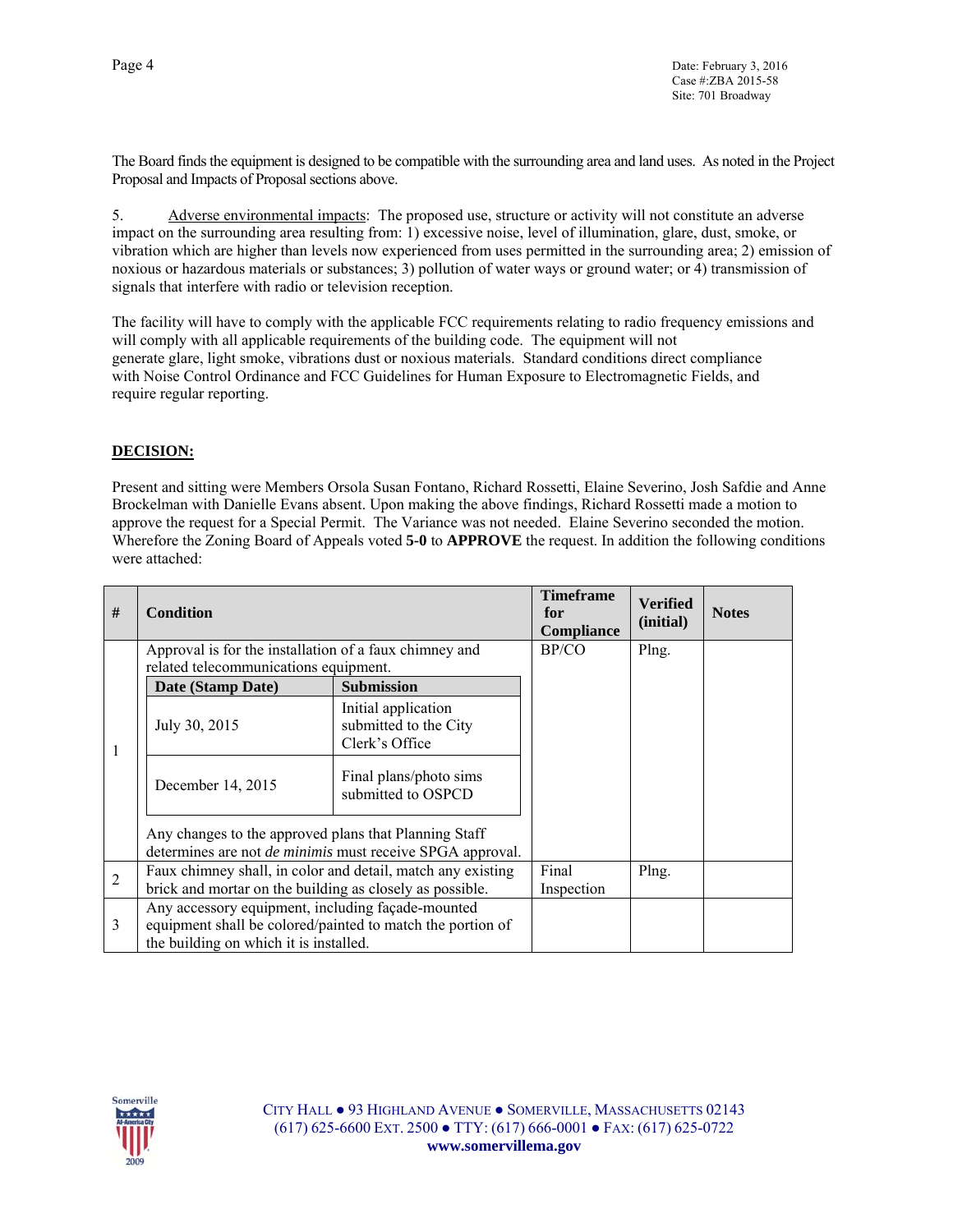The Board finds the equipment is designed to be compatible with the surrounding area and land uses. As noted in the Project Proposal and Impacts of Proposal sections above.

5. Adverse environmental impacts: The proposed use, structure or activity will not constitute an adverse impact on the surrounding area resulting from: 1) excessive noise, level of illumination, glare, dust, smoke, or vibration which are higher than levels now experienced from uses permitted in the surrounding area; 2) emission of noxious or hazardous materials or substances; 3) pollution of water ways or ground water; or 4) transmission of signals that interfere with radio or television reception.

The facility will have to comply with the applicable FCC requirements relating to radio frequency emissions and will comply with all applicable requirements of the building code. The equipment will not generate glare, light smoke, vibrations dust or noxious materials. Standard conditions direct compliance with Noise Control Ordinance and FCC Guidelines for Human Exposure to Electromagnetic Fields, and require regular reporting.

**DECISION:**

Present and sitting were Members Orsola Susan Fontano, Richard Rossetti, Elaine Severino, Josh Safdie and Anne Brockelman with Danielle Evans absent. Upon making the above findings, Richard Rossetti made a motion to approve the request for a Special Permit. The Variance was not needed. Elaine Severino seconded the motion. Wherefore the Zoning Board of Appeals voted **5-0** to **APPROVE** the request. In addition the following conditions were attached:

| # | Condition | Timeframe for Compliance | Verified (initial) | Notes |
|---|---|---|---|---|
| 1 | Approval is for the installation of a faux chimney and related telecommunications equipment.<br><br>**Date (Stamp Date)** — **Submission**<br>July 30, 2015 — Initial application submitted to the City Clerk's Office<br>December 14, 2015 — Final plans/photo sims submitted to OSPCD<br><br>Any changes to the approved plans that Planning Staff determines are not *de minimis* must receive SPGA approval. | BP/CO | Plng. | |
| 2 | Faux chimney shall, in color and detail, match any existing brick and mortar on the building as closely as possible. | Final Inspection | Plng. | |
| 3 | Any accessory equipment, including façade-mounted equipment shall be colored/painted to match the portion of the building on which it is installed. | | | |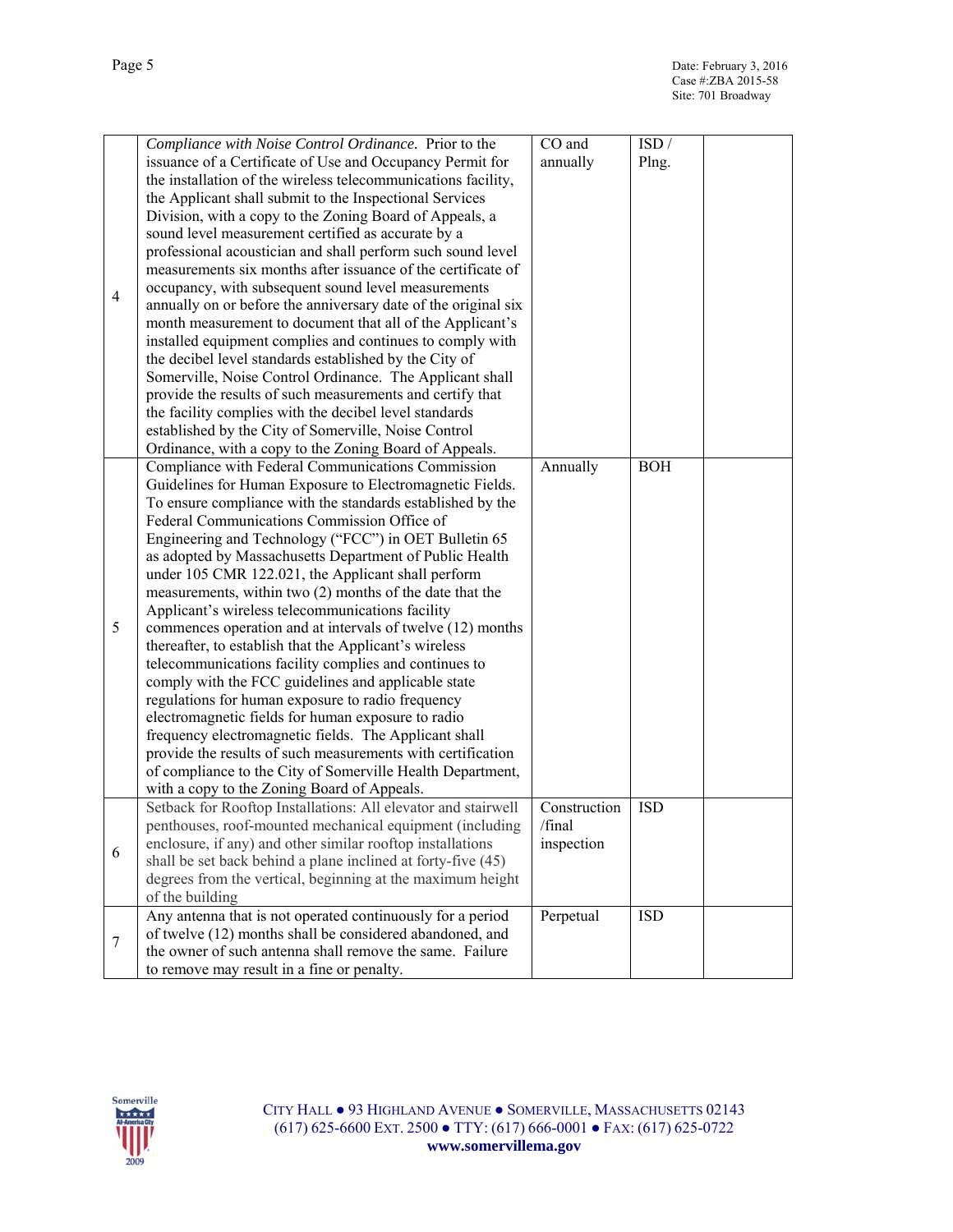Date: February 3, 2016
Case #:ZBA 2015-58
Site: 701 Broadway

| | | | | |
|---|---|---|---|---|
| 4 | *Compliance with Noise Control Ordinance.* Prior to the issuance of a Certificate of Use and Occupancy Permit for the installation of the wireless telecommunications facility, the Applicant shall submit to the Inspectional Services Division, with a copy to the Zoning Board of Appeals, a sound level measurement certified as accurate by a professional acoustician and shall perform such sound level measurements six months after issuance of the certificate of occupancy, with subsequent sound level measurements annually on or before the anniversary date of the original six month measurement to document that all of the Applicant's installed equipment complies and continues to comply with the decibel level standards established by the City of Somerville, Noise Control Ordinance. The Applicant shall provide the results of such measurements and certify that the facility complies with the decibel level standards established by the City of Somerville, Noise Control Ordinance, with a copy to the Zoning Board of Appeals. | CO and annually | ISD / Plng. | |
| 5 | Compliance with Federal Communications Commission Guidelines for Human Exposure to Electromagnetic Fields. To ensure compliance with the standards established by the Federal Communications Commission Office of Engineering and Technology ("FCC") in OET Bulletin 65 as adopted by Massachusetts Department of Public Health under 105 CMR 122.021, the Applicant shall perform measurements, within two (2) months of the date that the Applicant's wireless telecommunications facility commences operation and at intervals of twelve (12) months thereafter, to establish that the Applicant's wireless telecommunications facility complies and continues to comply with the FCC guidelines and applicable state regulations for human exposure to radio frequency electromagnetic fields for human exposure to radio frequency electromagnetic fields. The Applicant shall provide the results of such measurements with certification of compliance to the City of Somerville Health Department, with a copy to the Zoning Board of Appeals. | Annually | BOH | |
| 6 | Setback for Rooftop Installations: All elevator and stairwell penthouses, roof-mounted mechanical equipment (including enclosure, if any) and other similar rooftop installations shall be set back behind a plane inclined at forty-five (45) degrees from the vertical, beginning at the maximum height of the building | Construction /final inspection | ISD | |
| 7 | Any antenna that is not operated continuously for a period of twelve (12) months shall be considered abandoned, and the owner of such antenna shall remove the same. Failure to remove may result in a fine or penalty. | Perpetual | ISD | |

CITY HALL ● 93 HIGHLAND AVENUE ● SOMERVILLE, MASSACHUSETTS 02143
(617) 625-6600 EXT. 2500 ● TTY: (617) 666-0001 ● FAX: (617) 625-0722
**www.somervillema.gov**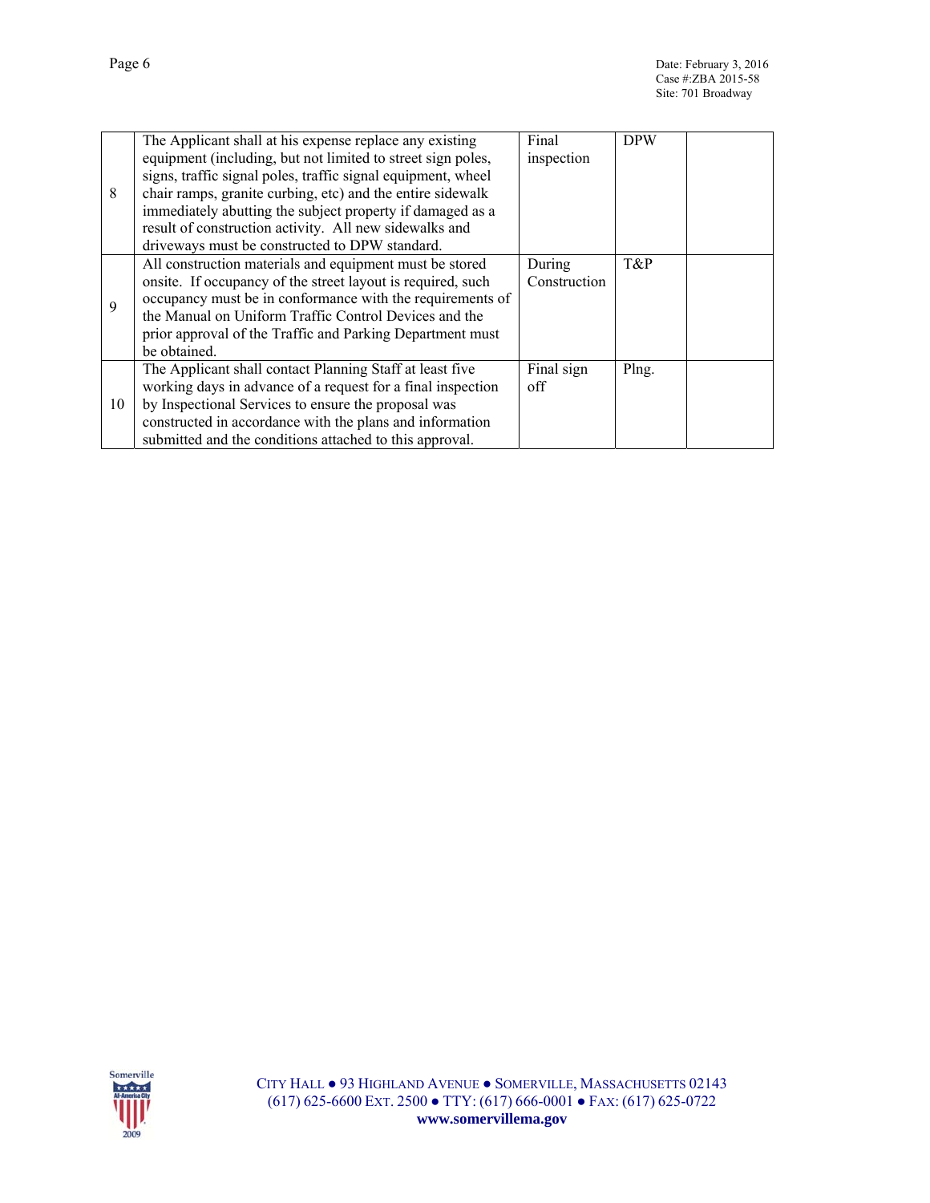| 8 | The Applicant shall at his expense replace any existing equipment (including, but not limited to street sign poles, signs, traffic signal poles, traffic signal equipment, wheel chair ramps, granite curbing, etc) and the entire sidewalk immediately abutting the subject property if damaged as a result of construction activity. All new sidewalks and driveways must be constructed to DPW standard. | Final inspection | DPW | |
|---|---|---|---|---|
| 9 | All construction materials and equipment must be stored onsite. If occupancy of the street layout is required, such occupancy must be in conformance with the requirements of the Manual on Uniform Traffic Control Devices and the prior approval of the Traffic and Parking Department must be obtained. | During Construction | T&P | |
| 10 | The Applicant shall contact Planning Staff at least five working days in advance of a request for a final inspection by Inspectional Services to ensure the proposal was constructed in accordance with the plans and information submitted and the conditions attached to this approval. | Final sign off | Plng. | |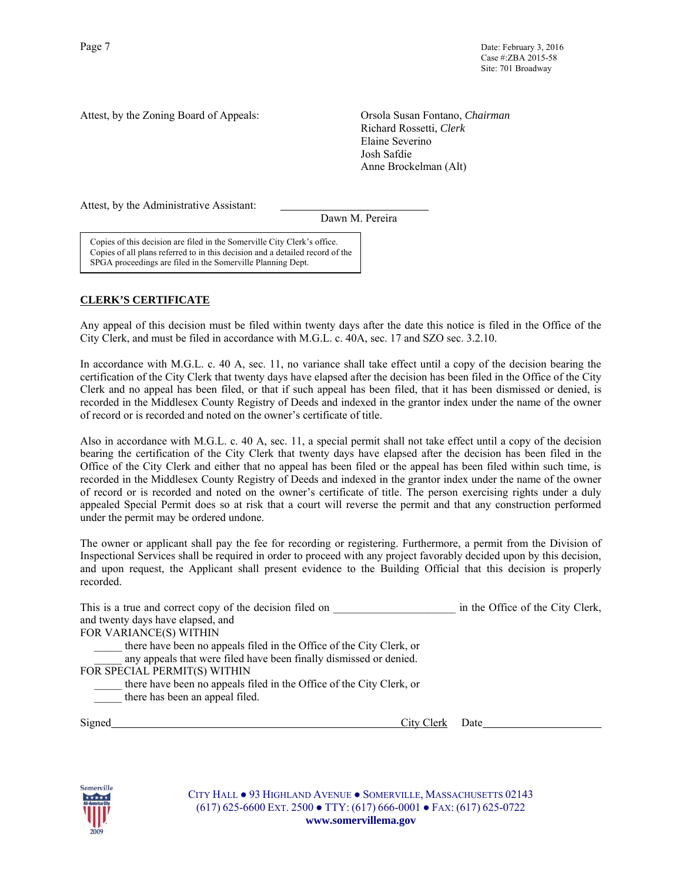Attest, by the Zoning Board of Appeals:

Orsola Susan Fontano, *Chairman*
Richard Rossetti, *Clerk*
Elaine Severino
Josh Safdie
Anne Brockelman (Alt)

Attest, by the Administrative Assistant: ______________________
Dawn M. Pereira

Copies of this decision are filed in the Somerville City Clerk's office. Copies of all plans referred to in this decision and a detailed record of the SPGA proceedings are filed in the Somerville Planning Dept.

**CLERK'S CERTIFICATE**

Any appeal of this decision must be filed within twenty days after the date this notice is filed in the Office of the City Clerk, and must be filed in accordance with M.G.L. c. 40A, sec. 17 and SZO sec. 3.2.10.

In accordance with M.G.L. c. 40 A, sec. 11, no variance shall take effect until a copy of the decision bearing the certification of the City Clerk that twenty days have elapsed after the decision has been filed in the Office of the City Clerk and no appeal has been filed, or that if such appeal has been filed, that it has been dismissed or denied, is recorded in the Middlesex County Registry of Deeds and indexed in the grantor index under the name of the owner of record or is recorded and noted on the owner's certificate of title.

Also in accordance with M.G.L. c. 40 A, sec. 11, a special permit shall not take effect until a copy of the decision bearing the certification of the City Clerk that twenty days have elapsed after the decision has been filed in the Office of the City Clerk and either that no appeal has been filed or the appeal has been filed within such time, is recorded in the Middlesex County Registry of Deeds and indexed in the grantor index under the name of the owner of record or is recorded and noted on the owner's certificate of title. The person exercising rights under a duly appealed Special Permit does so at risk that a court will reverse the permit and that any construction performed under the permit may be ordered undone.

The owner or applicant shall pay the fee for recording or registering. Furthermore, a permit from the Division of Inspectional Services shall be required in order to proceed with any project favorably decided upon by this decision, and upon request, the Applicant shall present evidence to the Building Official that this decision is properly recorded.

This is a true and correct copy of the decision filed on _____________________ in the Office of the City Clerk, and twenty days have elapsed, and

FOR VARIANCE(S) WITHIN

_____ there have been no appeals filed in the Office of the City Clerk, or
_____ any appeals that were filed have been finally dismissed or denied.

FOR SPECIAL PERMIT(S) WITHIN

_____ there have been no appeals filed in the Office of the City Clerk, or
_____ there has been an appeal filed.

Signed_____________________________________________ City Clerk Date_____________________

CITY HALL ● 93 HIGHLAND AVENUE ● SOMERVILLE, MASSACHUSETTS 02143
(617) 625-6600 EXT. 2500 ● TTY: (617) 666-0001 ● FAX: (617) 625-0722
**www.somervillema.gov**